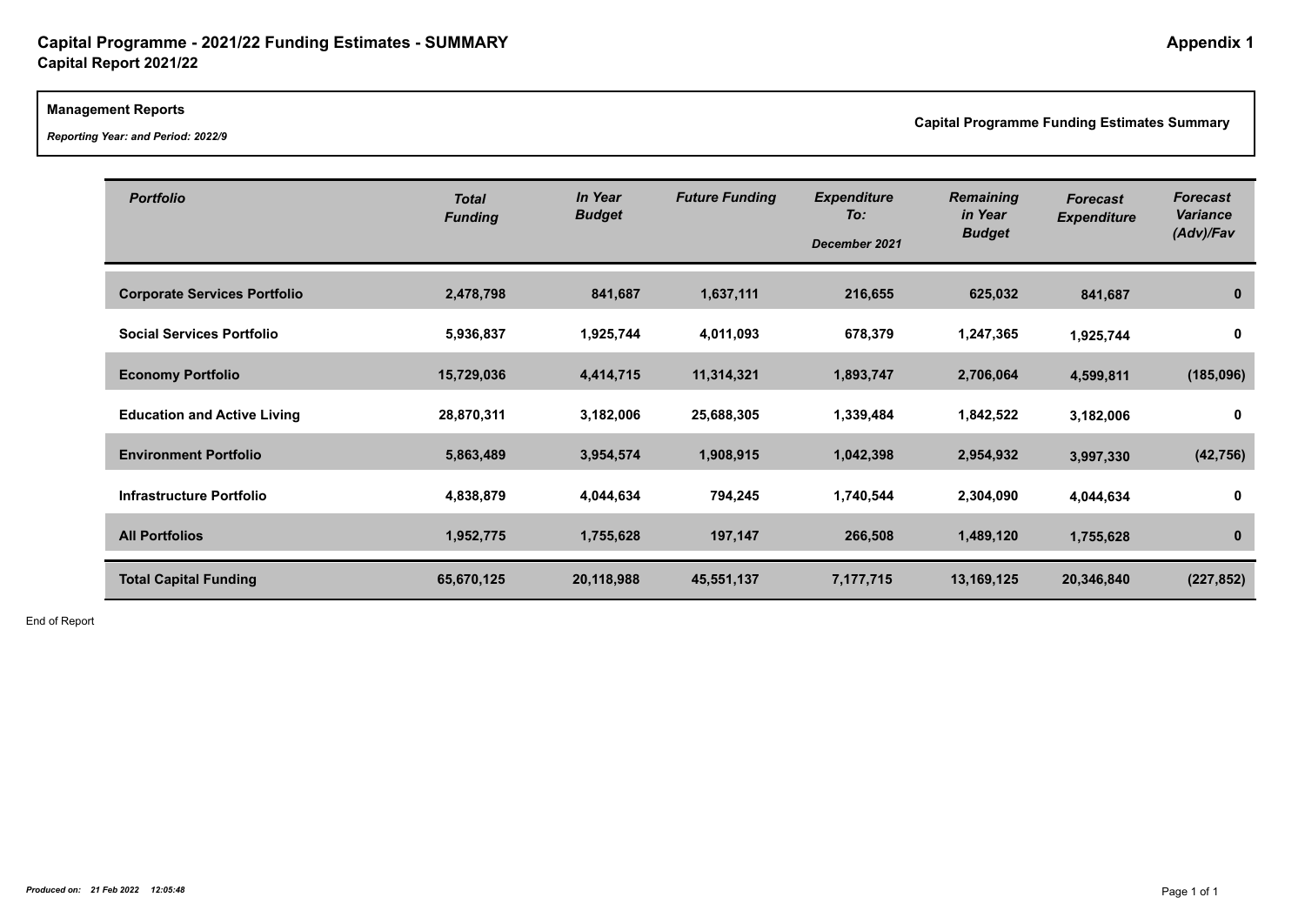# Capital Programme - 2021/22 Funding Estimates - SUMMARY

**Appendix 1**

**Capital Report 2021/22**

**Management Reports**

*Reporting Year: and Period: 2022/9*

**Capital Programme Funding Estimates Summary**

| *Portfolio* | *Total Funding* | *In Year Budget* | *Future Funding* | *Expenditure To: December 2021* | *Remaining in Year Budget* | *Forecast Expenditure* | *Forecast Variance (Adv)/Fav* |
|---|---|---|---|---|---|---|---|
| **Corporate Services Portfolio** | **2,478,798** | **841,687** | **1,637,111** | **216,655** | **625,032** | **841,687** | **0** |
| **Social Services Portfolio** | **5,936,837** | **1,925,744** | **4,011,093** | **678,379** | **1,247,365** | **1,925,744** | **0** |
| **Economy Portfolio** | **15,729,036** | **4,414,715** | **11,314,321** | **1,893,747** | **2,706,064** | **4,599,811** | **(185,096)** |
| **Education and Active Living** | **28,870,311** | **3,182,006** | **25,688,305** | **1,339,484** | **1,842,522** | **3,182,006** | **0** |
| **Environment Portfolio** | **5,863,489** | **3,954,574** | **1,908,915** | **1,042,398** | **2,954,932** | **3,997,330** | **(42,756)** |
| **Infrastructure Portfolio** | **4,838,879** | **4,044,634** | **794,245** | **1,740,544** | **2,304,090** | **4,044,634** | **0** |
| **All Portfolios** | **1,952,775** | **1,755,628** | **197,147** | **266,508** | **1,489,120** | **1,755,628** | **0** |
| **Total Capital Funding** | **65,670,125** | **20,118,988** | **45,551,137** | **7,177,715** | **13,169,125** | **20,346,840** | **(227,852)** |

End of Report

*Produced on: 21 Feb 2022 12:05:48*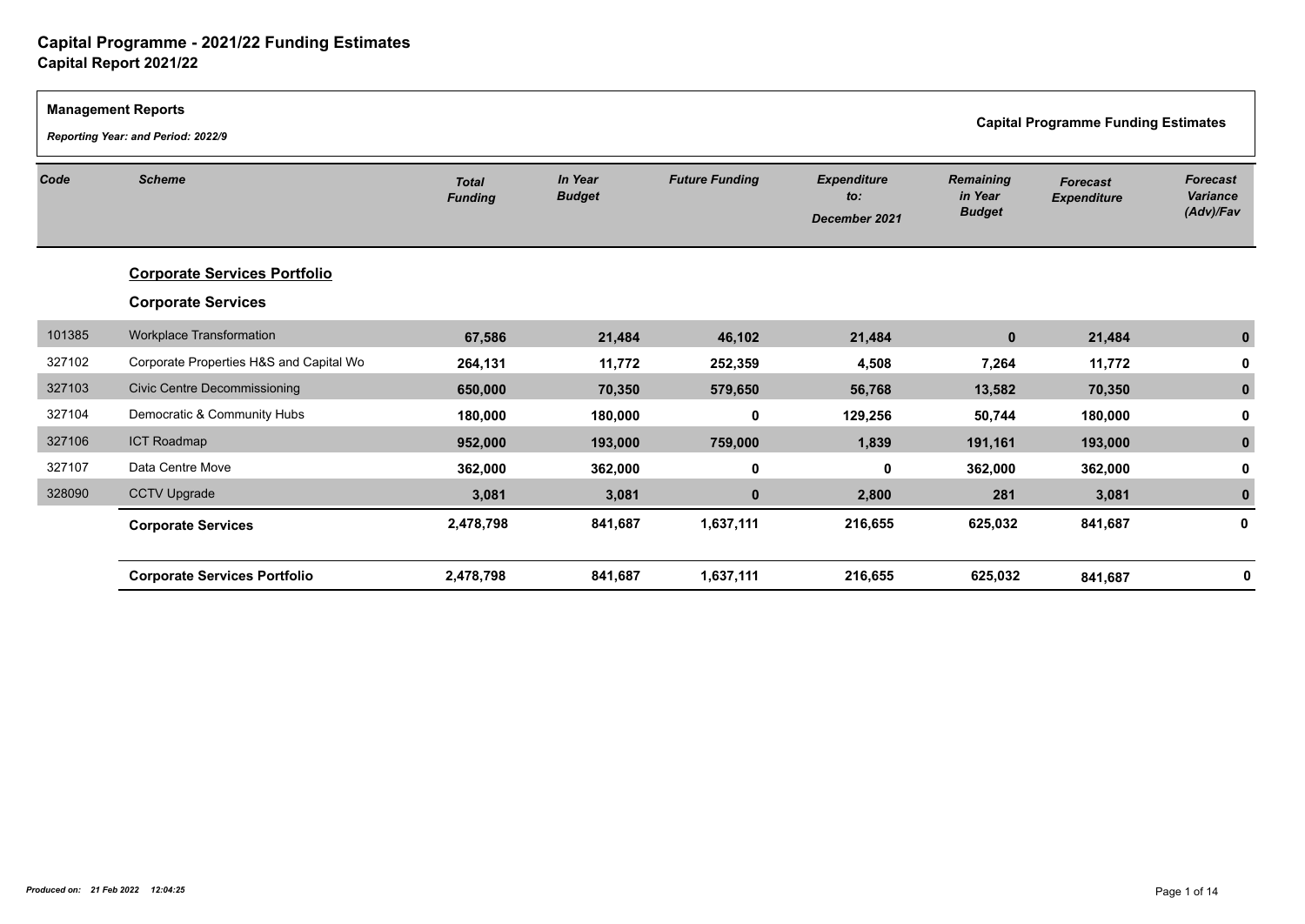# Capital Programme - 2021/22 Funding Estimates
## Capital Report 2021/22

**Management Reports**

***Reporting Year: and Period: 2022/9***

**Capital Programme Funding Estimates**

| Code | Scheme | Total Funding | In Year Budget | Future Funding | Expenditure to: December 2021 | Remaining in Year Budget | Forecast Expenditure | Forecast Variance (Adv)/Fav |
|---|---|---|---|---|---|---|---|---|
| | **Corporate Services Portfolio** | | | | | | | |
| | **Corporate Services** | | | | | | | |
| 101385 | Workplace Transformation | 67,586 | 21,484 | 46,102 | 21,484 | 0 | 21,484 | 0 |
| 327102 | Corporate Properties H&S and Capital Wo | 264,131 | 11,772 | 252,359 | 4,508 | 7,264 | 11,772 | 0 |
| 327103 | Civic Centre Decommissioning | 650,000 | 70,350 | 579,650 | 56,768 | 13,582 | 70,350 | 0 |
| 327104 | Democratic & Community Hubs | 180,000 | 180,000 | 0 | 129,256 | 50,744 | 180,000 | 0 |
| 327106 | ICT Roadmap | 952,000 | 193,000 | 759,000 | 1,839 | 191,161 | 193,000 | 0 |
| 327107 | Data Centre Move | 362,000 | 362,000 | 0 | 0 | 362,000 | 362,000 | 0 |
| 328090 | CCTV Upgrade | 3,081 | 3,081 | 0 | 2,800 | 281 | 3,081 | 0 |
| | **Corporate Services** | **2,478,798** | **841,687** | **1,637,111** | **216,655** | **625,032** | **841,687** | **0** |
| | **Corporate Services Portfolio** | **2,478,798** | **841,687** | **1,637,111** | **216,655** | **625,032** | **841,687** | **0** |

*Produced on: 21 Feb 2022 12:04:25*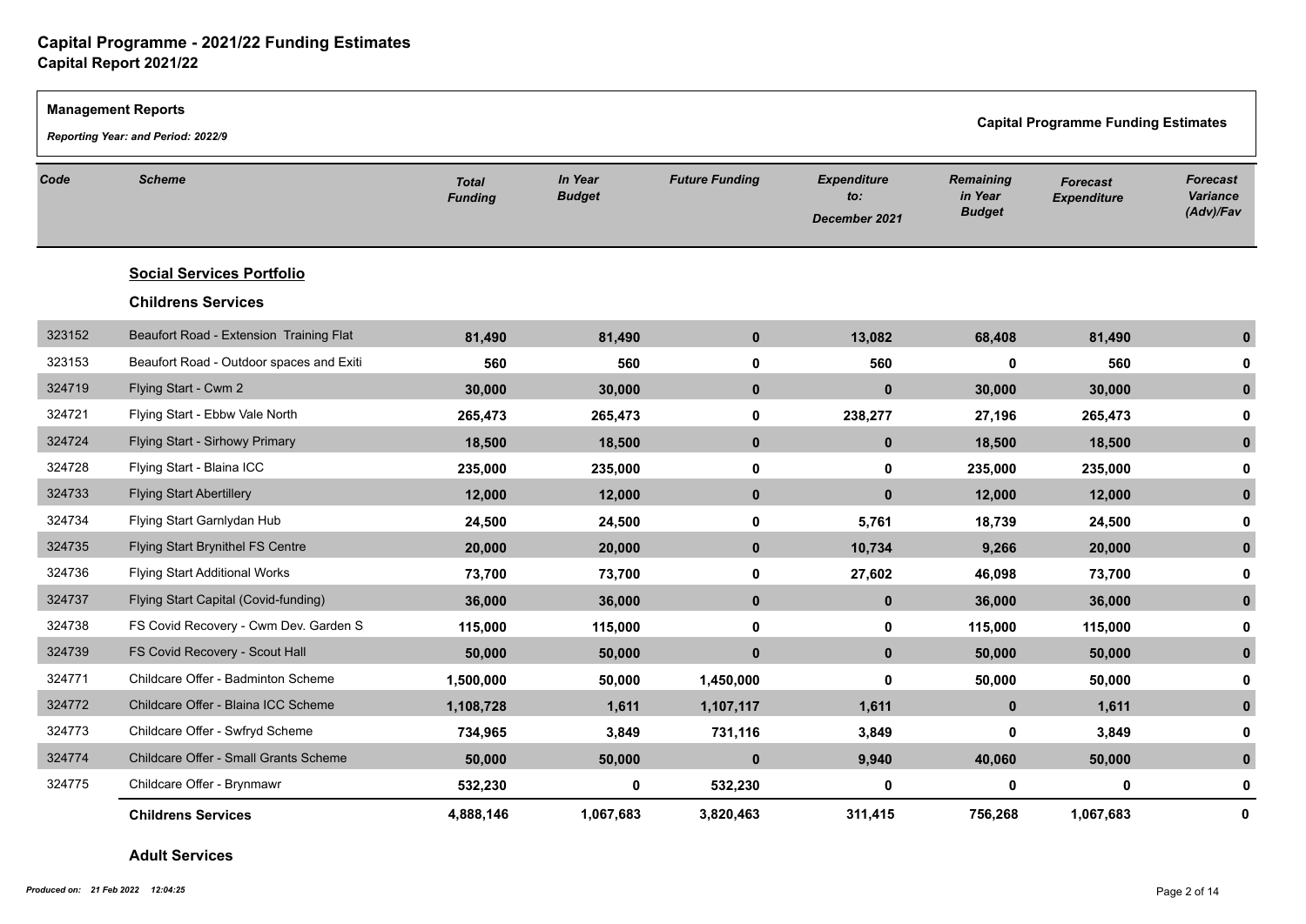# Capital Programme - 2021/22 Funding Estimates

## Capital Report 2021/22

**Management Reports**

*Reporting Year: and Period: 2022/9*

**Capital Programme Funding Estimates**

| Code | Scheme | Total Funding | In Year Budget | Future Funding | Expenditure to: December 2021 | Remaining in Year Budget | Forecast Expenditure | Forecast Variance (Adv)/Fav |
|---|---|---|---|---|---|---|---|---|
| | **Social Services Portfolio** | | | | | | | |
| | **Childrens Services** | | | | | | | |
| 323152 | Beaufort Road - Extension Training Flat | 81,490 | 81,490 | 0 | 13,082 | 68,408 | 81,490 | 0 |
| 323153 | Beaufort Road - Outdoor spaces and Exiti | 560 | 560 | 0 | 560 | 0 | 560 | 0 |
| 324719 | Flying Start - Cwm 2 | 30,000 | 30,000 | 0 | 0 | 30,000 | 30,000 | 0 |
| 324721 | Flying Start - Ebbw Vale North | 265,473 | 265,473 | 0 | 238,277 | 27,196 | 265,473 | 0 |
| 324724 | Flying Start - Sirhowy Primary | 18,500 | 18,500 | 0 | 0 | 18,500 | 18,500 | 0 |
| 324728 | Flying Start - Blaina ICC | 235,000 | 235,000 | 0 | 0 | 235,000 | 235,000 | 0 |
| 324733 | Flying Start Abertillery | 12,000 | 12,000 | 0 | 0 | 12,000 | 12,000 | 0 |
| 324734 | Flying Start Garnlydan Hub | 24,500 | 24,500 | 0 | 5,761 | 18,739 | 24,500 | 0 |
| 324735 | Flying Start Brynithel FS Centre | 20,000 | 20,000 | 0 | 10,734 | 9,266 | 20,000 | 0 |
| 324736 | Flying Start Additional Works | 73,700 | 73,700 | 0 | 27,602 | 46,098 | 73,700 | 0 |
| 324737 | Flying Start Capital (Covid-funding) | 36,000 | 36,000 | 0 | 0 | 36,000 | 36,000 | 0 |
| 324738 | FS Covid Recovery - Cwm Dev. Garden S | 115,000 | 115,000 | 0 | 0 | 115,000 | 115,000 | 0 |
| 324739 | FS Covid Recovery - Scout Hall | 50,000 | 50,000 | 0 | 0 | 50,000 | 50,000 | 0 |
| 324771 | Childcare Offer - Badminton Scheme | 1,500,000 | 50,000 | 1,450,000 | 0 | 50,000 | 50,000 | 0 |
| 324772 | Childcare Offer - Blaina ICC Scheme | 1,108,728 | 1,611 | 1,107,117 | 1,611 | 0 | 1,611 | 0 |
| 324773 | Childcare Offer - Swfryd Scheme | 734,965 | 3,849 | 731,116 | 3,849 | 0 | 3,849 | 0 |
| 324774 | Childcare Offer - Small Grants Scheme | 50,000 | 50,000 | 0 | 9,940 | 40,060 | 50,000 | 0 |
| 324775 | Childcare Offer - Brynmawr | 532,230 | 0 | 532,230 | 0 | 0 | 0 | 0 |
| | **Childrens Services** | **4,888,146** | **1,067,683** | **3,820,463** | **311,415** | **756,268** | **1,067,683** | **0** |

**Adult Services**

*Produced on: 21 Feb 2022 12:04:25*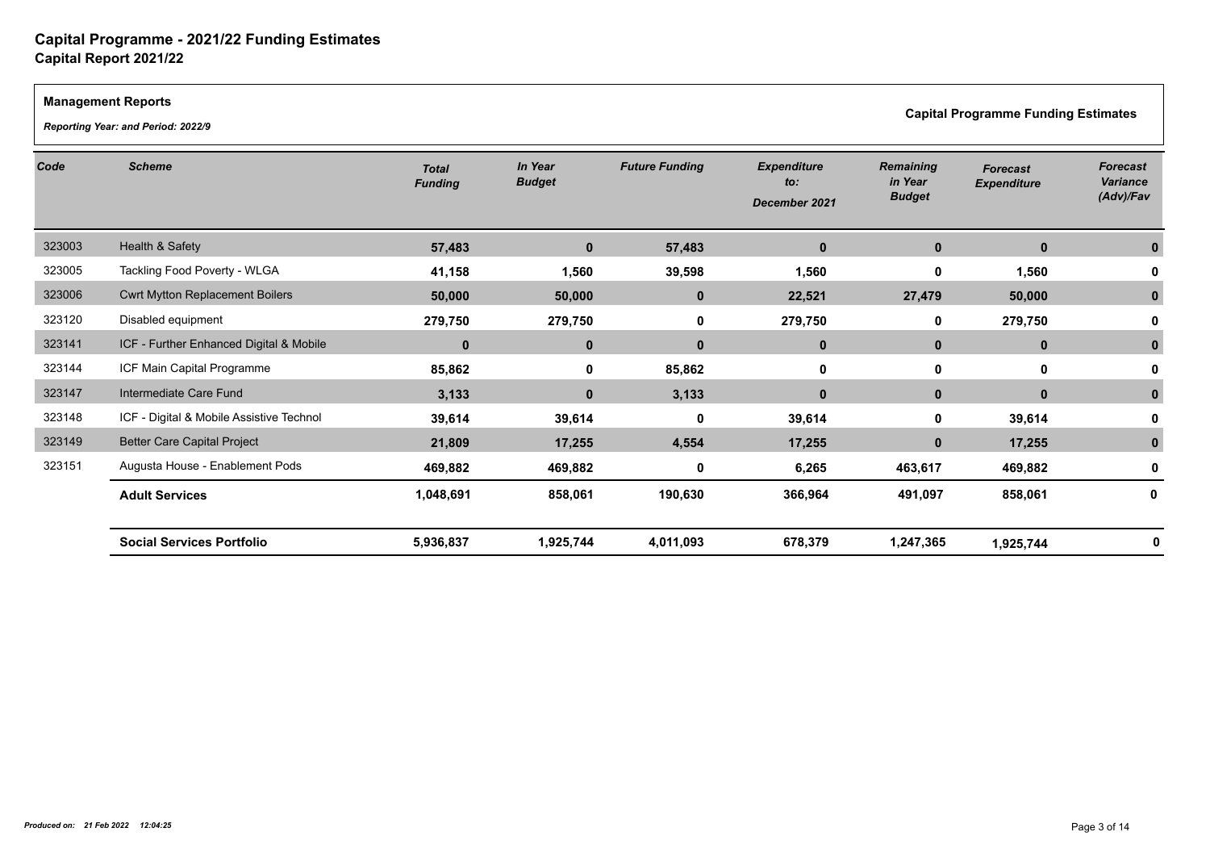# Capital Programme - 2021/22 Funding Estimates

## Capital Report 2021/22

**Management Reports**

***Reporting Year: and Period: 2022/9***

**Capital Programme Funding Estimates**

| *Code* | *Scheme* | *Total Funding* | *In Year Budget* | *Future Funding* | *Expenditure to: December 2021* | *Remaining in Year Budget* | *Forecast Expenditure* | *Forecast Variance (Adv)/Fav* |
|---|---|---|---|---|---|---|---|---|
| 323003 | Health & Safety | **57,483** | **0** | **57,483** | **0** | **0** | **0** | **0** |
| 323005 | Tackling Food Poverty - WLGA | **41,158** | **1,560** | **39,598** | **1,560** | **0** | **1,560** | **0** |
| 323006 | Cwrt Mytton Replacement Boilers | **50,000** | **50,000** | **0** | **22,521** | **27,479** | **50,000** | **0** |
| 323120 | Disabled equipment | **279,750** | **279,750** | **0** | **279,750** | **0** | **279,750** | **0** |
| 323141 | ICF - Further Enhanced Digital & Mobile | **0** | **0** | **0** | **0** | **0** | **0** | **0** |
| 323144 | ICF Main Capital Programme | **85,862** | **0** | **85,862** | **0** | **0** | **0** | **0** |
| 323147 | Intermediate Care Fund | **3,133** | **0** | **3,133** | **0** | **0** | **0** | **0** |
| 323148 | ICF - Digital & Mobile Assistive Technol | **39,614** | **39,614** | **0** | **39,614** | **0** | **39,614** | **0** |
| 323149 | Better Care Capital Project | **21,809** | **17,255** | **4,554** | **17,255** | **0** | **17,255** | **0** |
| 323151 | Augusta House - Enablement Pods | **469,882** | **469,882** | **0** | **6,265** | **463,617** | **469,882** | **0** |
| | **Adult Services** | **1,048,691** | **858,061** | **190,630** | **366,964** | **491,097** | **858,061** | **0** |
| | **Social Services Portfolio** | **5,936,837** | **1,925,744** | **4,011,093** | **678,379** | **1,247,365** | **1,925,744** | **0** |

***Produced on: 21 Feb 2022 12:04:25***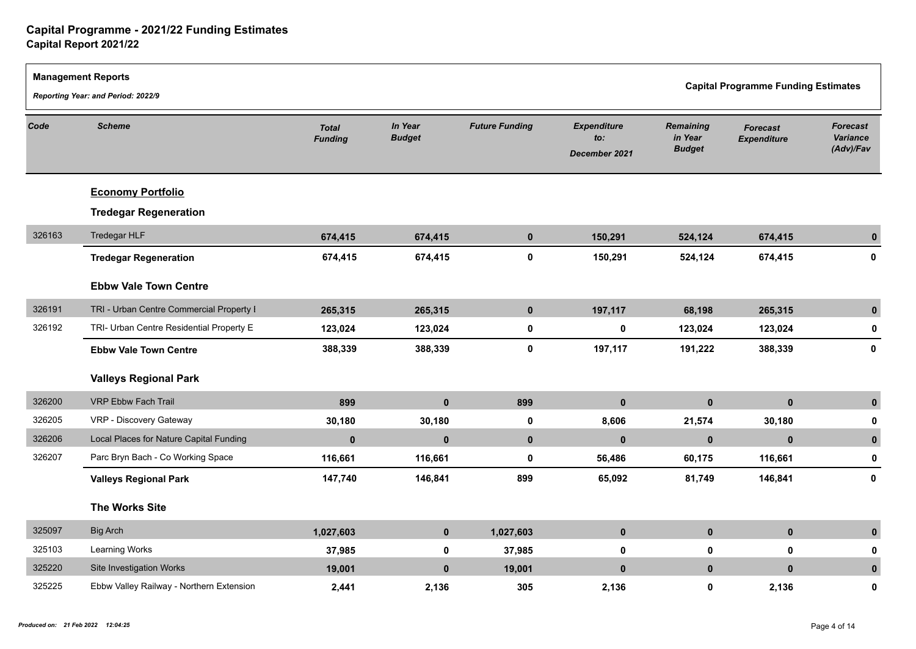# Capital Programme - 2021/22 Funding Estimates
## Capital Report 2021/22

**Management Reports**

*Reporting Year: and Period: 2022/9*

**Capital Programme Funding Estimates**

| Code | Scheme | Total Funding | In Year Budget | Future Funding | Expenditure to: December 2021 | Remaining in Year Budget | Forecast Expenditure | Forecast Variance (Adv)/Fav |
|---|---|---|---|---|---|---|---|---|
| | **Economy Portfolio** | | | | | | | |
| | **Tredegar Regeneration** | | | | | | | |
| 326163 | Tredegar HLF | 674,415 | 674,415 | 0 | 150,291 | 524,124 | 674,415 | 0 |
| | **Tredegar Regeneration** | 674,415 | 674,415 | 0 | 150,291 | 524,124 | 674,415 | 0 |
| | **Ebbw Vale Town Centre** | | | | | | | |
| 326191 | TRI - Urban Centre Commercial Property I | 265,315 | 265,315 | 0 | 197,117 | 68,198 | 265,315 | 0 |
| 326192 | TRI- Urban Centre Residential Property E | 123,024 | 123,024 | 0 | 0 | 123,024 | 123,024 | 0 |
| | **Ebbw Vale Town Centre** | 388,339 | 388,339 | 0 | 197,117 | 191,222 | 388,339 | 0 |
| | **Valleys Regional Park** | | | | | | | |
| 326200 | VRP Ebbw Fach Trail | 899 | 0 | 899 | 0 | 0 | 0 | 0 |
| 326205 | VRP - Discovery Gateway | 30,180 | 30,180 | 0 | 8,606 | 21,574 | 30,180 | 0 |
| 326206 | Local Places for Nature Capital Funding | 0 | 0 | 0 | 0 | 0 | 0 | 0 |
| 326207 | Parc Bryn Bach - Co Working Space | 116,661 | 116,661 | 0 | 56,486 | 60,175 | 116,661 | 0 |
| | **Valleys Regional Park** | 147,740 | 146,841 | 899 | 65,092 | 81,749 | 146,841 | 0 |
| | **The Works Site** | | | | | | | |
| 325097 | Big Arch | 1,027,603 | 0 | 1,027,603 | 0 | 0 | 0 | 0 |
| 325103 | Learning Works | 37,985 | 0 | 37,985 | 0 | 0 | 0 | 0 |
| 325220 | Site Investigation Works | 19,001 | 0 | 19,001 | 0 | 0 | 0 | 0 |
| 325225 | Ebbw Valley Railway - Northern Extension | 2,441 | 2,136 | 305 | 2,136 | 0 | 2,136 | 0 |

*Produced on: 21 Feb 2022 12:04:25*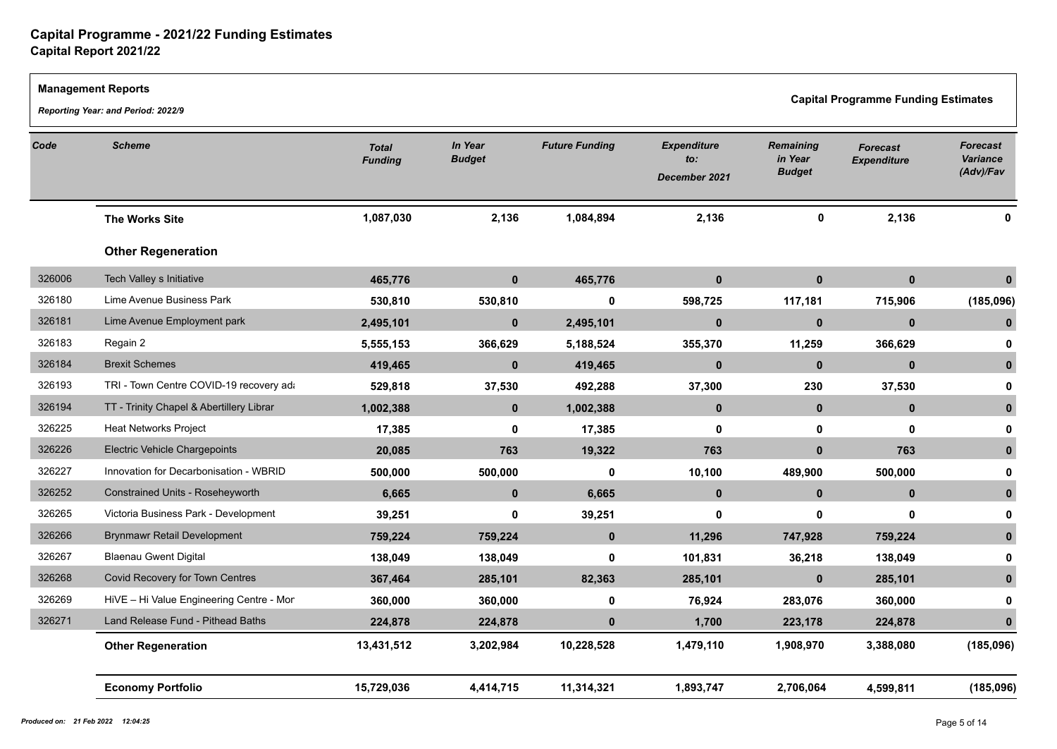# Capital Programme - 2021/22 Funding Estimates
## Capital Report 2021/22

**Management Reports**

***Reporting Year: and Period: 2022/9***

**Capital Programme Funding Estimates**

| Code | Scheme | Total Funding | In Year Budget | Future Funding | Expenditure to: December 2021 | Remaining in Year Budget | Forecast Expenditure | Forecast Variance (Adv)/Fav |
|---|---|---|---|---|---|---|---|---|
| | **The Works Site** | **1,087,030** | **2,136** | **1,084,894** | **2,136** | **0** | **2,136** | **0** |
| | **Other Regeneration** | | | | | | | |
| 326006 | Tech Valley s Initiative | **465,776** | **0** | **465,776** | **0** | **0** | **0** | **0** |
| 326180 | Lime Avenue Business Park | **530,810** | **530,810** | **0** | **598,725** | **117,181** | **715,906** | **(185,096)** |
| 326181 | Lime Avenue Employment park | **2,495,101** | **0** | **2,495,101** | **0** | **0** | **0** | **0** |
| 326183 | Regain 2 | **5,555,153** | **366,629** | **5,188,524** | **355,370** | **11,259** | **366,629** | **0** |
| 326184 | Brexit Schemes | **419,465** | **0** | **419,465** | **0** | **0** | **0** | **0** |
| 326193 | TRI - Town Centre COVID-19 recovery ad | **529,818** | **37,530** | **492,288** | **37,300** | **230** | **37,530** | **0** |
| 326194 | TT - Trinity Chapel & Abertillery Librar | **1,002,388** | **0** | **1,002,388** | **0** | **0** | **0** | **0** |
| 326225 | Heat Networks Project | **17,385** | **0** | **17,385** | **0** | **0** | **0** | **0** |
| 326226 | Electric Vehicle Chargepoints | **20,085** | **763** | **19,322** | **763** | **0** | **763** | **0** |
| 326227 | Innovation for Decarbonisation - WBRID | **500,000** | **500,000** | **0** | **10,100** | **489,900** | **500,000** | **0** |
| 326252 | Constrained Units - Roseheyworth | **6,665** | **0** | **6,665** | **0** | **0** | **0** | **0** |
| 326265 | Victoria Business Park - Development | **39,251** | **0** | **39,251** | **0** | **0** | **0** | **0** |
| 326266 | Brynmawr Retail Development | **759,224** | **759,224** | **0** | **11,296** | **747,928** | **759,224** | **0** |
| 326267 | Blaenau Gwent Digital | **138,049** | **138,049** | **0** | **101,831** | **36,218** | **138,049** | **0** |
| 326268 | Covid Recovery for Town Centres | **367,464** | **285,101** | **82,363** | **285,101** | **0** | **285,101** | **0** |
| 326269 | HiVE – Hi Value Engineering Centre - Mor | **360,000** | **360,000** | **0** | **76,924** | **283,076** | **360,000** | **0** |
| 326271 | Land Release Fund - Pithead Baths | **224,878** | **224,878** | **0** | **1,700** | **223,178** | **224,878** | **0** |
| | **Other Regeneration** | **13,431,512** | **3,202,984** | **10,228,528** | **1,479,110** | **1,908,970** | **3,388,080** | **(185,096)** |
| | **Economy Portfolio** | **15,729,036** | **4,414,715** | **11,314,321** | **1,893,747** | **2,706,064** | **4,599,811** | **(185,096)** |

***Produced on: 21 Feb 2022 12:04:25***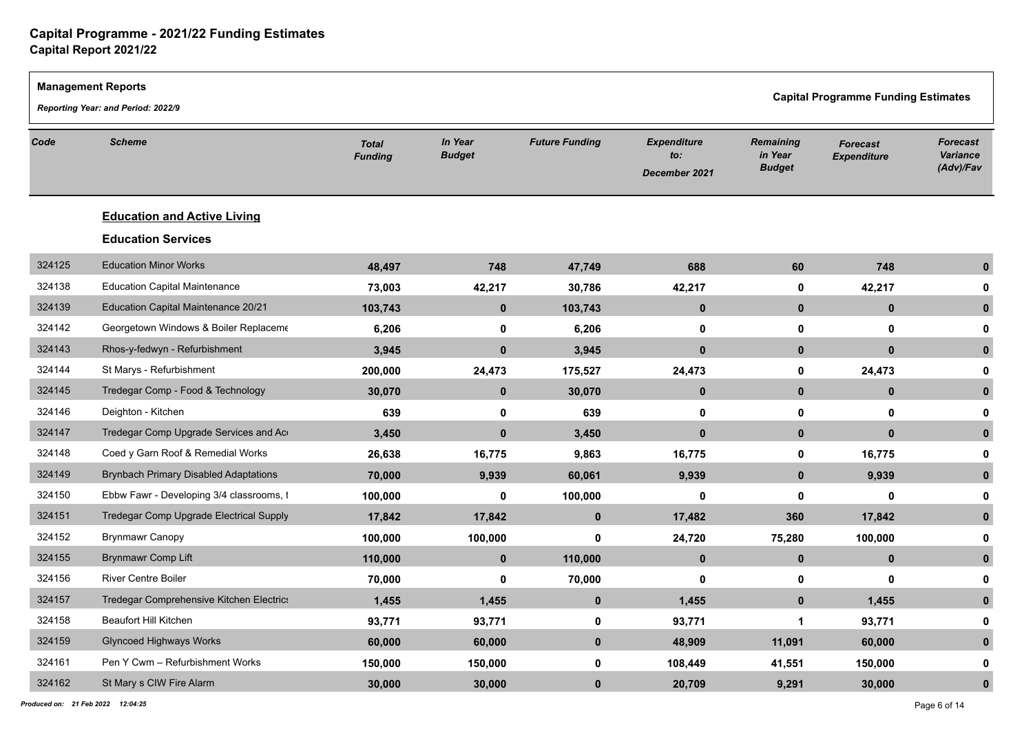# Capital Programme - 2021/22 Funding Estimates

## Capital Report 2021/22

**Management Reports**

*Reporting Year: and Period: 2022/9*

**Capital Programme Funding Estimates**

| Code | Scheme | Total Funding | In Year Budget | Future Funding | Expenditure to: December 2021 | Remaining in Year Budget | Forecast Expenditure | Forecast Variance (Adv)/Fav |
|---|---|---|---|---|---|---|---|---|
| | **Education and Active Living** | | | | | | | |
| | **Education Services** | | | | | | | |
| 324125 | Education Minor Works | **48,497** | **748** | **47,749** | **688** | **60** | **748** | **0** |
| 324138 | Education Capital Maintenance | **73,003** | **42,217** | **30,786** | **42,217** | **0** | **42,217** | **0** |
| 324139 | Education Capital Maintenance 20/21 | **103,743** | **0** | **103,743** | **0** | **0** | **0** | **0** |
| 324142 | Georgetown Windows & Boiler Replaceme | **6,206** | **0** | **6,206** | **0** | **0** | **0** | **0** |
| 324143 | Rhos-y-fedwyn - Refurbishment | **3,945** | **0** | **3,945** | **0** | **0** | **0** | **0** |
| 324144 | St Marys - Refurbishment | **200,000** | **24,473** | **175,527** | **24,473** | **0** | **24,473** | **0** |
| 324145 | Tredegar Comp - Food & Technology | **30,070** | **0** | **30,070** | **0** | **0** | **0** | **0** |
| 324146 | Deighton - Kitchen | **639** | **0** | **639** | **0** | **0** | **0** | **0** |
| 324147 | Tredegar Comp Upgrade Services and Ac | **3,450** | **0** | **3,450** | **0** | **0** | **0** | **0** |
| 324148 | Coed y Garn Roof & Remedial Works | **26,638** | **16,775** | **9,863** | **16,775** | **0** | **16,775** | **0** |
| 324149 | Brynbach Primary Disabled Adaptations | **70,000** | **9,939** | **60,061** | **9,939** | **0** | **9,939** | **0** |
| 324150 | Ebbw Fawr - Developing 3/4 classrooms, t | **100,000** | **0** | **100,000** | **0** | **0** | **0** | **0** |
| 324151 | Tredegar Comp Upgrade Electrical Supply | **17,842** | **17,842** | **0** | **17,482** | **360** | **17,842** | **0** |
| 324152 | Brynmawr Canopy | **100,000** | **100,000** | **0** | **24,720** | **75,280** | **100,000** | **0** |
| 324155 | Brynmawr Comp Lift | **110,000** | **0** | **110,000** | **0** | **0** | **0** | **0** |
| 324156 | River Centre Boiler | **70,000** | **0** | **70,000** | **0** | **0** | **0** | **0** |
| 324157 | Tredegar Comprehensive Kitchen Electrics | **1,455** | **1,455** | **0** | **1,455** | **0** | **1,455** | **0** |
| 324158 | Beaufort Hill Kitchen | **93,771** | **93,771** | **0** | **93,771** | **1** | **93,771** | **0** |
| 324159 | Glyncoed Highways Works | **60,000** | **60,000** | **0** | **48,909** | **11,091** | **60,000** | **0** |
| 324161 | Pen Y Cwm – Refurbishment Works | **150,000** | **150,000** | **0** | **108,449** | **41,551** | **150,000** | **0** |
| 324162 | St Mary s CIW Fire Alarm | **30,000** | **30,000** | **0** | **20,709** | **9,291** | **30,000** | **0** |

*Produced on: 21 Feb 2022 12:04:25*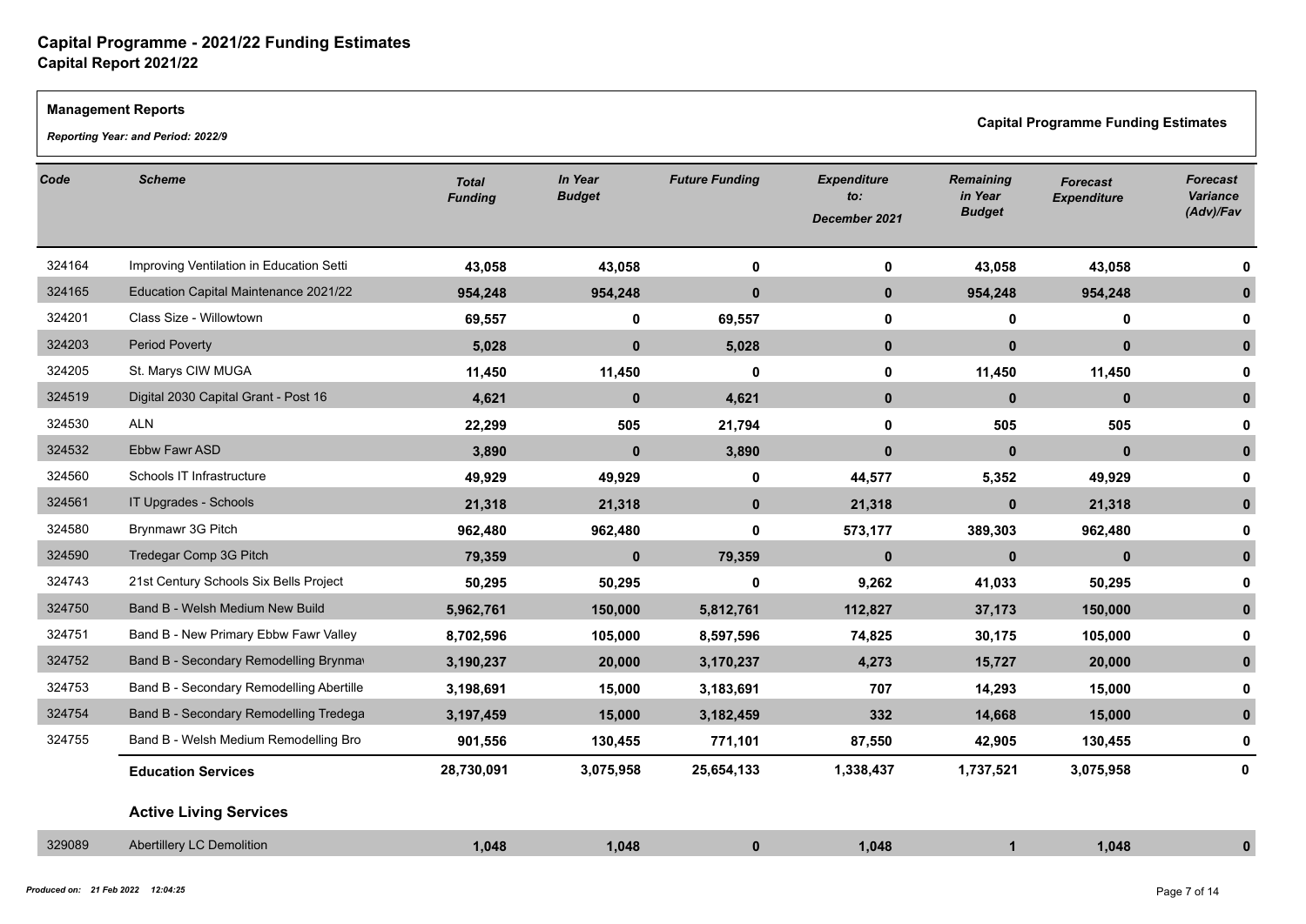# Capital Programme - 2021/22 Funding Estimates

## Capital Report 2021/22

**Management Reports**

*Reporting Year: and Period: 2022/9*

**Capital Programme Funding Estimates**

| Code | Scheme | Total Funding | In Year Budget | Future Funding | Expenditure to: December 2021 | Remaining in Year Budget | Forecast Expenditure | Forecast Variance (Adv)/Fav |
|---|---|---|---|---|---|---|---|---|
| 324164 | Improving Ventilation in Education Setti | 43,058 | 43,058 | 0 | 0 | 43,058 | 43,058 | 0 |
| 324165 | Education Capital Maintenance 2021/22 | 954,248 | 954,248 | 0 | 0 | 954,248 | 954,248 | 0 |
| 324201 | Class Size - Willowtown | 69,557 | 0 | 69,557 | 0 | 0 | 0 | 0 |
| 324203 | Period Poverty | 5,028 | 0 | 5,028 | 0 | 0 | 0 | 0 |
| 324205 | St. Marys CIW MUGA | 11,450 | 11,450 | 0 | 0 | 11,450 | 11,450 | 0 |
| 324519 | Digital 2030 Capital Grant - Post 16 | 4,621 | 0 | 4,621 | 0 | 0 | 0 | 0 |
| 324530 | ALN | 22,299 | 505 | 21,794 | 0 | 505 | 505 | 0 |
| 324532 | Ebbw Fawr ASD | 3,890 | 0 | 3,890 | 0 | 0 | 0 | 0 |
| 324560 | Schools IT Infrastructure | 49,929 | 49,929 | 0 | 44,577 | 5,352 | 49,929 | 0 |
| 324561 | IT Upgrades - Schools | 21,318 | 21,318 | 0 | 21,318 | 0 | 21,318 | 0 |
| 324580 | Brynmawr 3G Pitch | 962,480 | 962,480 | 0 | 573,177 | 389,303 | 962,480 | 0 |
| 324590 | Tredegar Comp 3G Pitch | 79,359 | 0 | 79,359 | 0 | 0 | 0 | 0 |
| 324743 | 21st Century Schools Six Bells Project | 50,295 | 50,295 | 0 | 9,262 | 41,033 | 50,295 | 0 |
| 324750 | Band B - Welsh Medium New Build | 5,962,761 | 150,000 | 5,812,761 | 112,827 | 37,173 | 150,000 | 0 |
| 324751 | Band B - New Primary Ebbw Fawr Valley | 8,702,596 | 105,000 | 8,597,596 | 74,825 | 30,175 | 105,000 | 0 |
| 324752 | Band B - Secondary Remodelling Brynmaw | 3,190,237 | 20,000 | 3,170,237 | 4,273 | 15,727 | 20,000 | 0 |
| 324753 | Band B - Secondary Remodelling Abertille | 3,198,691 | 15,000 | 3,183,691 | 707 | 14,293 | 15,000 | 0 |
| 324754 | Band B - Secondary Remodelling Tredega | 3,197,459 | 15,000 | 3,182,459 | 332 | 14,668 | 15,000 | 0 |
| 324755 | Band B - Welsh Medium Remodelling Bro | 901,556 | 130,455 | 771,101 | 87,550 | 42,905 | 130,455 | 0 |
| | **Education Services** | 28,730,091 | 3,075,958 | 25,654,133 | 1,338,437 | 1,737,521 | 3,075,958 | 0 |
| | **Active Living Services** | | | | | | | |
| 329089 | Abertillery LC Demolition | 1,048 | 1,048 | 0 | 1,048 | 1 | 1,048 | 0 |

*Produced on: 21 Feb 2022 12:04:25*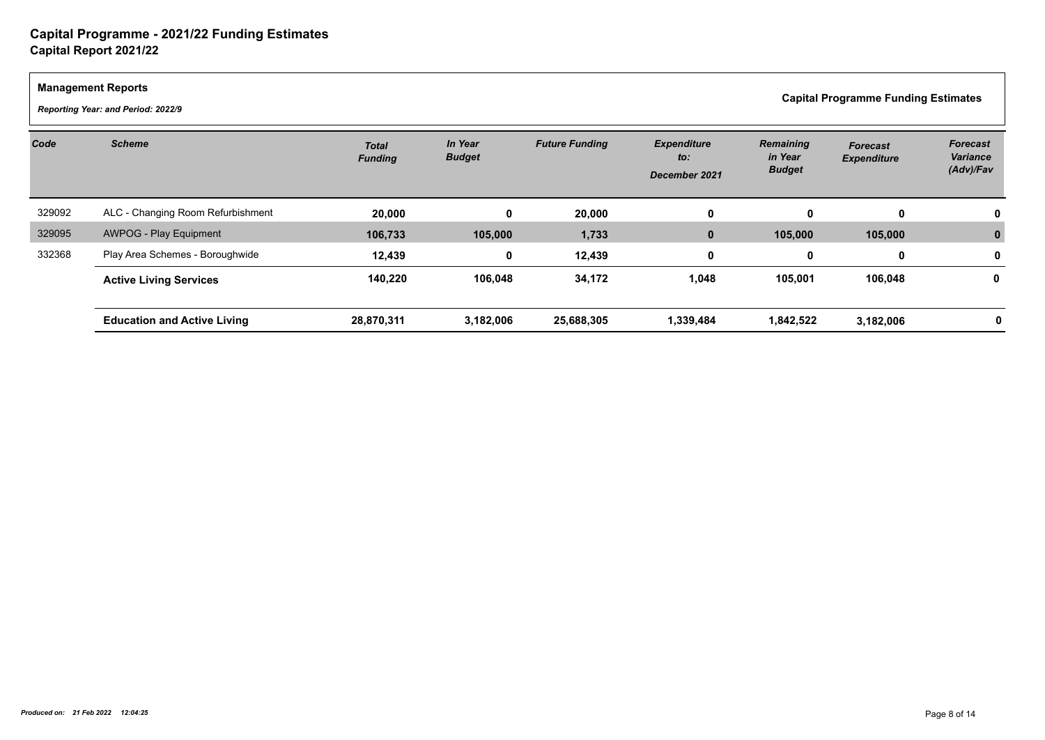# Capital Programme - 2021/22 Funding Estimates

## Capital Report 2021/22

**Management Reports**

***Reporting Year: and Period: 2022/9***

**Capital Programme Funding Estimates**

| *Code* | *Scheme* | *Total Funding* | *In Year Budget* | *Future Funding* | *Expenditure to: December 2021* | *Remaining in Year Budget* | *Forecast Expenditure* | *Forecast Variance (Adv)/Fav* |
|---|---|---|---|---|---|---|---|---|
| 329092 | ALC - Changing Room Refurbishment | **20,000** | **0** | **20,000** | **0** | **0** | **0** | **0** |
| 329095 | AWPOG - Play Equipment | **106,733** | **105,000** | **1,733** | **0** | **105,000** | **105,000** | **0** |
| 332368 | Play Area Schemes - Boroughwide | **12,439** | **0** | **12,439** | **0** | **0** | **0** | **0** |
| | **Active Living Services** | **140,220** | **106,048** | **34,172** | **1,048** | **105,001** | **106,048** | **0** |
| | **Education and Active Living** | **28,870,311** | **3,182,006** | **25,688,305** | **1,339,484** | **1,842,522** | **3,182,006** | **0** |

***Produced on: 21 Feb 2022 12:04:25***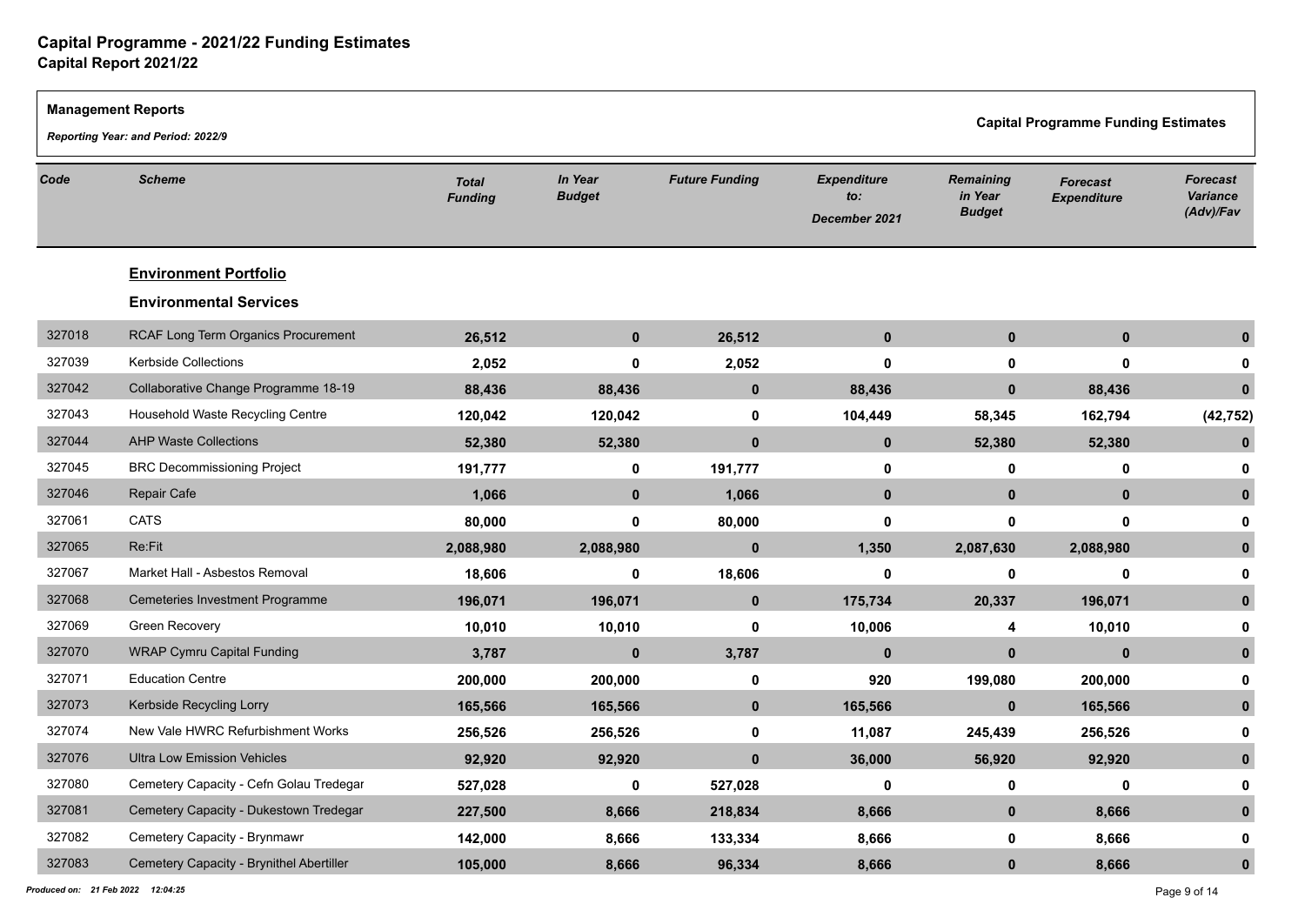# Capital Programme - 2021/22 Funding Estimates

## Capital Report 2021/22

**Management Reports**

*Reporting Year: and Period: 2022/9*

**Capital Programme Funding Estimates**

| Code | Scheme | Total Funding | In Year Budget | Future Funding | Expenditure to: December 2021 | Remaining in Year Budget | Forecast Expenditure | Forecast Variance (Adv)/Fav |
|---|---|---|---|---|---|---|---|---|
| | **Environment Portfolio** | | | | | | | |
| | **Environmental Services** | | | | | | | |
| 327018 | RCAF Long Term Organics Procurement | 26,512 | 0 | 26,512 | 0 | 0 | 0 | 0 |
| 327039 | Kerbside Collections | 2,052 | 0 | 2,052 | 0 | 0 | 0 | 0 |
| 327042 | Collaborative Change Programme 18-19 | 88,436 | 88,436 | 0 | 88,436 | 0 | 88,436 | 0 |
| 327043 | Household Waste Recycling Centre | 120,042 | 120,042 | 0 | 104,449 | 58,345 | 162,794 | (42,752) |
| 327044 | AHP Waste Collections | 52,380 | 52,380 | 0 | 0 | 52,380 | 52,380 | 0 |
| 327045 | BRC Decommissioning Project | 191,777 | 0 | 191,777 | 0 | 0 | 0 | 0 |
| 327046 | Repair Cafe | 1,066 | 0 | 1,066 | 0 | 0 | 0 | 0 |
| 327061 | CATS | 80,000 | 0 | 80,000 | 0 | 0 | 0 | 0 |
| 327065 | Re:Fit | 2,088,980 | 2,088,980 | 0 | 1,350 | 2,087,630 | 2,088,980 | 0 |
| 327067 | Market Hall - Asbestos Removal | 18,606 | 0 | 18,606 | 0 | 0 | 0 | 0 |
| 327068 | Cemeteries Investment Programme | 196,071 | 196,071 | 0 | 175,734 | 20,337 | 196,071 | 0 |
| 327069 | Green Recovery | 10,010 | 10,010 | 0 | 10,006 | 4 | 10,010 | 0 |
| 327070 | WRAP Cymru Capital Funding | 3,787 | 0 | 3,787 | 0 | 0 | 0 | 0 |
| 327071 | Education Centre | 200,000 | 200,000 | 0 | 920 | 199,080 | 200,000 | 0 |
| 327073 | Kerbside Recycling Lorry | 165,566 | 165,566 | 0 | 165,566 | 0 | 165,566 | 0 |
| 327074 | New Vale HWRC Refurbishment Works | 256,526 | 256,526 | 0 | 11,087 | 245,439 | 256,526 | 0 |
| 327076 | Ultra Low Emission Vehicles | 92,920 | 92,920 | 0 | 36,000 | 56,920 | 92,920 | 0 |
| 327080 | Cemetery Capacity - Cefn Golau Tredegar | 527,028 | 0 | 527,028 | 0 | 0 | 0 | 0 |
| 327081 | Cemetery Capacity - Dukestown Tredegar | 227,500 | 8,666 | 218,834 | 8,666 | 0 | 8,666 | 0 |
| 327082 | Cemetery Capacity - Brynmawr | 142,000 | 8,666 | 133,334 | 8,666 | 0 | 8,666 | 0 |
| 327083 | Cemetery Capacity - Brynithel Abertiller | 105,000 | 8,666 | 96,334 | 8,666 | 0 | 8,666 | 0 |

*Produced on: 21 Feb 2022 12:04:25*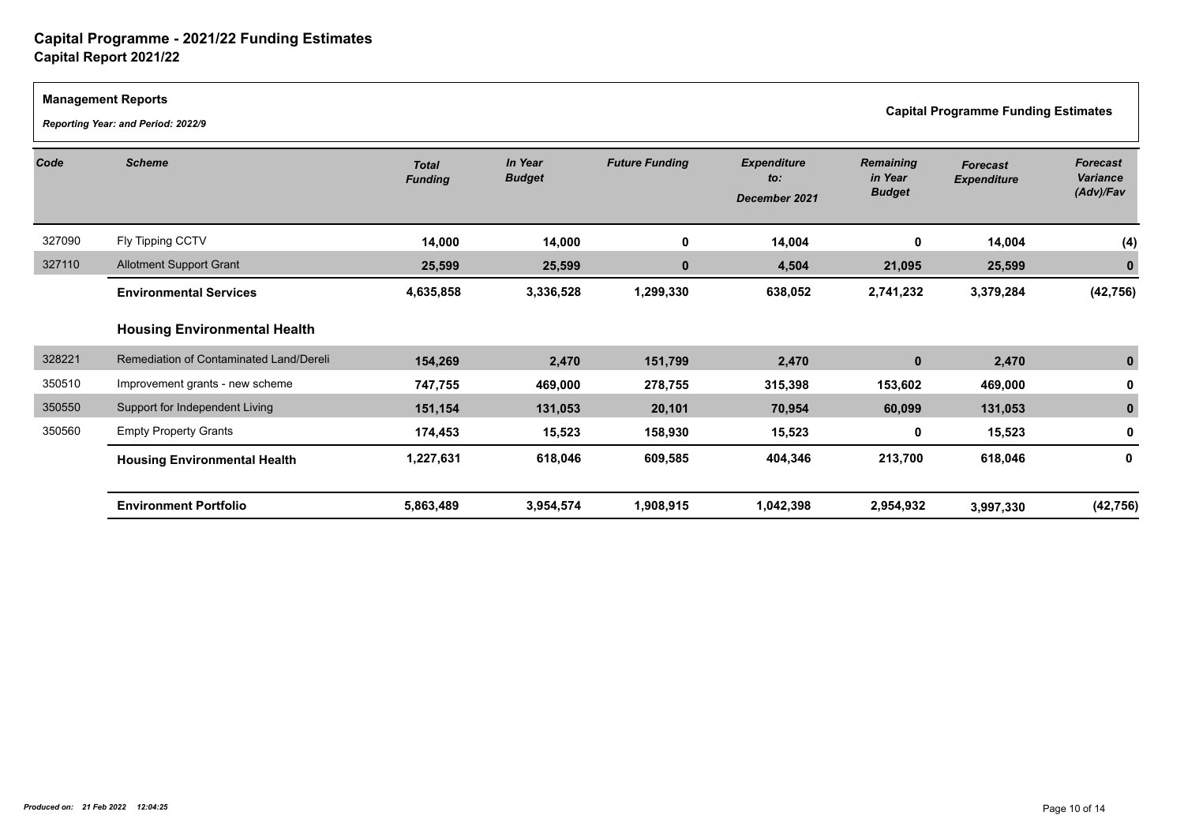# Capital Programme - 2021/22 Funding Estimates

## Capital Report 2021/22

**Management Reports**

***Reporting Year: and Period: 2022/9***

**Capital Programme Funding Estimates**

| Code | Scheme | Total Funding | In Year Budget | Future Funding | Expenditure to: December 2021 | Remaining in Year Budget | Forecast Expenditure | Forecast Variance (Adv)/Fav |
|---|---|---|---|---|---|---|---|---|
| 327090 | Fly Tipping CCTV | 14,000 | 14,000 | 0 | 14,004 | 0 | 14,004 | (4) |
| 327110 | Allotment Support Grant | 25,599 | 25,599 | 0 | 4,504 | 21,095 | 25,599 | 0 |
| | **Environmental Services** | **4,635,858** | **3,336,528** | **1,299,330** | **638,052** | **2,741,232** | **3,379,284** | **(42,756)** |
| | **Housing Environmental Health** | | | | | | | |
| 328221 | Remediation of Contaminated Land/Dereli | 154,269 | 2,470 | 151,799 | 2,470 | 0 | 2,470 | 0 |
| 350510 | Improvement grants - new scheme | 747,755 | 469,000 | 278,755 | 315,398 | 153,602 | 469,000 | 0 |
| 350550 | Support for Independent Living | 151,154 | 131,053 | 20,101 | 70,954 | 60,099 | 131,053 | 0 |
| 350560 | Empty Property Grants | 174,453 | 15,523 | 158,930 | 15,523 | 0 | 15,523 | 0 |
| | **Housing Environmental Health** | **1,227,631** | **618,046** | **609,585** | **404,346** | **213,700** | **618,046** | **0** |
| | **Environment Portfolio** | **5,863,489** | **3,954,574** | **1,908,915** | **1,042,398** | **2,954,932** | **3,997,330** | **(42,756)** |

*Produced on: 21 Feb 2022 12:04:25*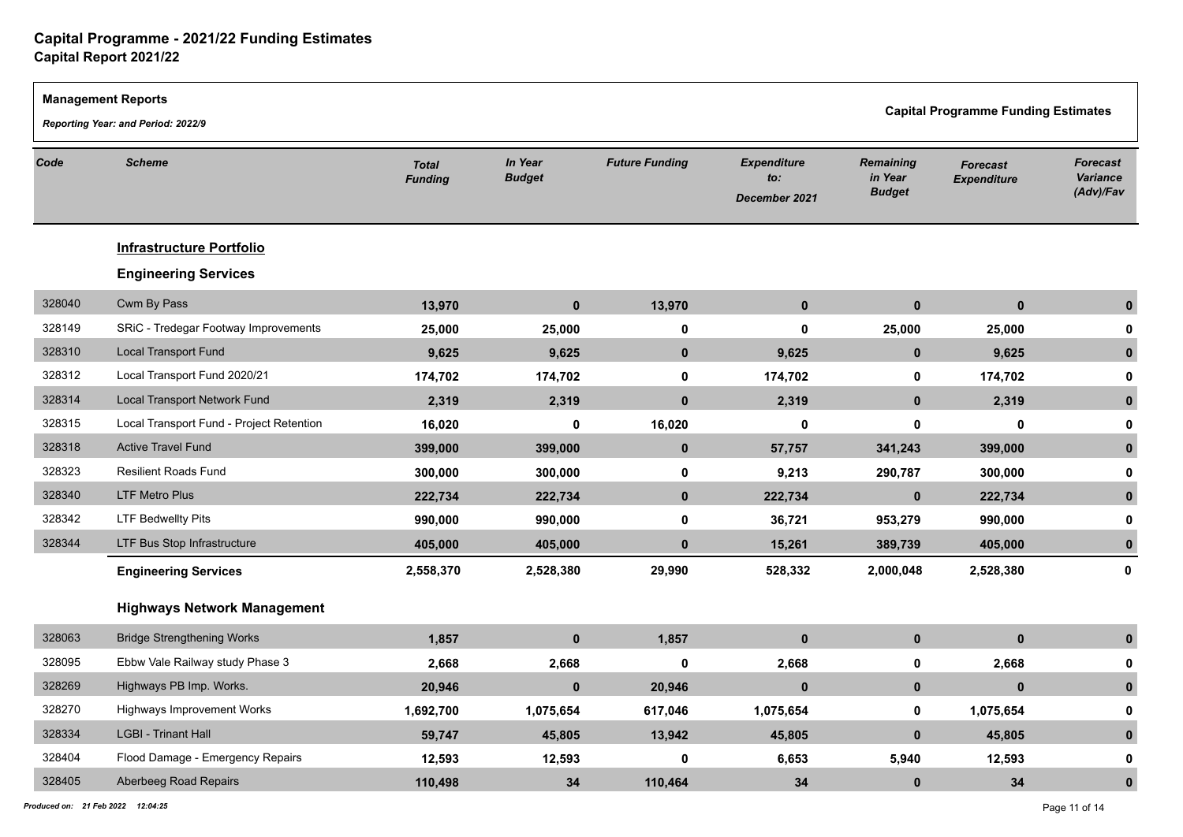# Capital Programme - 2021/22 Funding Estimates

## Capital Report 2021/22

**Management Reports**

*Reporting Year: and Period: 2022/9*

**Capital Programme Funding Estimates**

| Code | Scheme | *Total Funding* | *In Year Budget* | *Future Funding* | *Expenditure to: December 2021* | *Remaining in Year Budget* | *Forecast Expenditure* | *Forecast Variance (Adv)/Fav* |
|---|---|---|---|---|---|---|---|---|
| | **Infrastructure Portfolio** | | | | | | | |
| | **Engineering Services** | | | | | | | |
| 328040 | Cwm By Pass | **13,970** | **0** | **13,970** | **0** | **0** | **0** | **0** |
| 328149 | SRiC - Tredegar Footway Improvements | **25,000** | **25,000** | **0** | **0** | **25,000** | **25,000** | **0** |
| 328310 | Local Transport Fund | **9,625** | **9,625** | **0** | **9,625** | **0** | **9,625** | **0** |
| 328312 | Local Transport Fund 2020/21 | **174,702** | **174,702** | **0** | **174,702** | **0** | **174,702** | **0** |
| 328314 | Local Transport Network Fund | **2,319** | **2,319** | **0** | **2,319** | **0** | **2,319** | **0** |
| 328315 | Local Transport Fund - Project Retention | **16,020** | **0** | **16,020** | **0** | **0** | **0** | **0** |
| 328318 | Active Travel Fund | **399,000** | **399,000** | **0** | **57,757** | **341,243** | **399,000** | **0** |
| 328323 | Resilient Roads Fund | **300,000** | **300,000** | **0** | **9,213** | **290,787** | **300,000** | **0** |
| 328340 | LTF Metro Plus | **222,734** | **222,734** | **0** | **222,734** | **0** | **222,734** | **0** |
| 328342 | LTF Bedwellty Pits | **990,000** | **990,000** | **0** | **36,721** | **953,279** | **990,000** | **0** |
| 328344 | LTF Bus Stop Infrastructure | **405,000** | **405,000** | **0** | **15,261** | **389,739** | **405,000** | **0** |
| | **Engineering Services** | **2,558,370** | **2,528,380** | **29,990** | **528,332** | **2,000,048** | **2,528,380** | **0** |
| | **Highways Network Management** | | | | | | | |
| 328063 | Bridge Strengthening Works | **1,857** | **0** | **1,857** | **0** | **0** | **0** | **0** |
| 328095 | Ebbw Vale Railway study Phase 3 | **2,668** | **2,668** | **0** | **2,668** | **0** | **2,668** | **0** |
| 328269 | Highways PB Imp. Works. | **20,946** | **0** | **20,946** | **0** | **0** | **0** | **0** |
| 328270 | Highways Improvement Works | **1,692,700** | **1,075,654** | **617,046** | **1,075,654** | **0** | **1,075,654** | **0** |
| 328334 | LGBI - Trinant Hall | **59,747** | **45,805** | **13,942** | **45,805** | **0** | **45,805** | **0** |
| 328404 | Flood Damage - Emergency Repairs | **12,593** | **12,593** | **0** | **6,653** | **5,940** | **12,593** | **0** |
| 328405 | Aberbeeg Road Repairs | **110,498** | **34** | **110,464** | **34** | **0** | **34** | **0** |

*Produced on: 21 Feb 2022 12:04:25*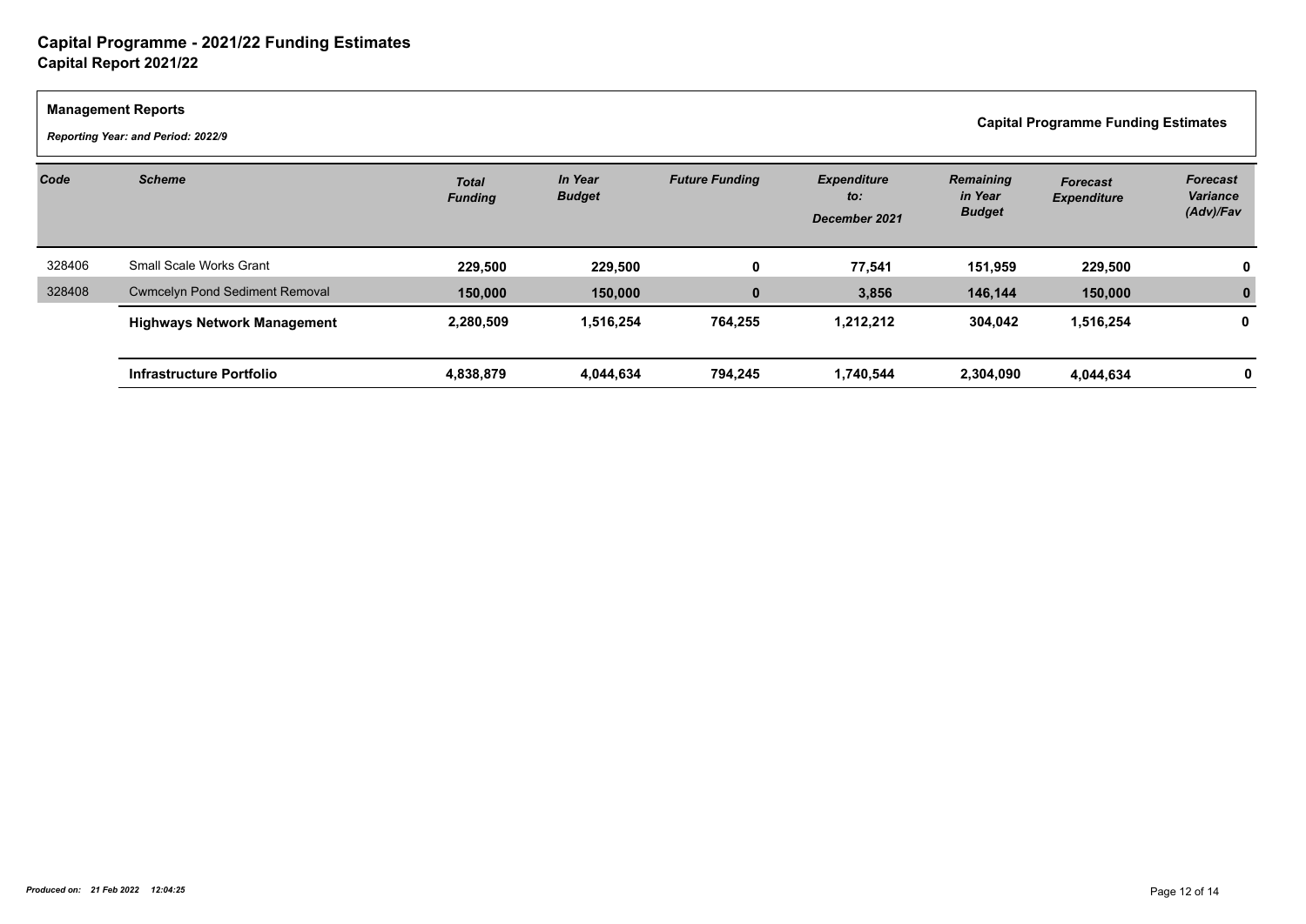# Capital Programme - 2021/22 Funding Estimates
## Capital Report 2021/22

**Management Reports**

***Reporting Year: and Period: 2022/9***

**Capital Programme Funding Estimates**

| *Code* | *Scheme* | *Total Funding* | *In Year Budget* | *Future Funding* | *Expenditure to: December 2021* | *Remaining in Year Budget* | *Forecast Expenditure* | *Forecast Variance (Adv)/Fav* |
|---|---|---|---|---|---|---|---|---|
| 328406 | Small Scale Works Grant | **229,500** | **229,500** | **0** | **77,541** | **151,959** | **229,500** | **0** |
| 328408 | Cwmcelyn Pond Sediment Removal | **150,000** | **150,000** | **0** | **3,856** | **146,144** | **150,000** | **0** |
| | **Highways Network Management** | **2,280,509** | **1,516,254** | **764,255** | **1,212,212** | **304,042** | **1,516,254** | **0** |
| | **Infrastructure Portfolio** | **4,838,879** | **4,044,634** | **794,245** | **1,740,544** | **2,304,090** | **4,044,634** | **0** |

***Produced on: 21 Feb 2022 12:04:25***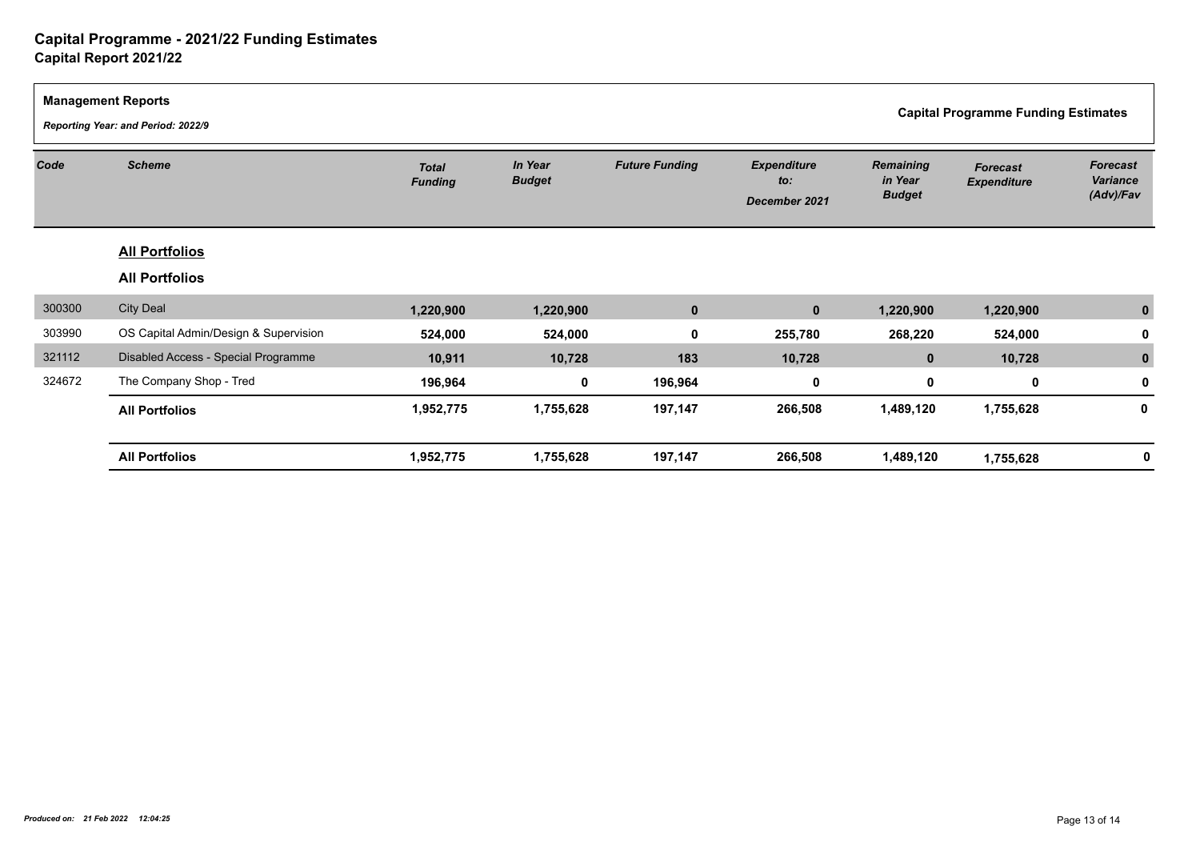# Capital Programme - 2021/22 Funding Estimates
## Capital Report 2021/22

**Management Reports**

*Reporting Year: and Period: 2022/9*

**Capital Programme Funding Estimates**

| Code | Scheme | *Total Funding* | *In Year Budget* | *Future Funding* | *Expenditure to: December 2021* | *Remaining in Year Budget* | *Forecast Expenditure* | *Forecast Variance (Adv)/Fav* |
|---|---|---|---|---|---|---|---|---|
| | **All Portfolios** | | | | | | | |
| | **All Portfolios** | | | | | | | |
| 300300 | City Deal | **1,220,900** | **1,220,900** | **0** | **0** | **1,220,900** | **1,220,900** | **0** |
| 303990 | OS Capital Admin/Design & Supervision | **524,000** | **524,000** | **0** | **255,780** | **268,220** | **524,000** | **0** |
| 321112 | Disabled Access - Special Programme | **10,911** | **10,728** | **183** | **10,728** | **0** | **10,728** | **0** |
| 324672 | The Company Shop - Tred | **196,964** | **0** | **196,964** | **0** | **0** | **0** | **0** |
| | **All Portfolios** | **1,952,775** | **1,755,628** | **197,147** | **266,508** | **1,489,120** | **1,755,628** | **0** |
| | **All Portfolios** | **1,952,775** | **1,755,628** | **197,147** | **266,508** | **1,489,120** | **1,755,628** | **0** |

***Produced on: 21 Feb 2022 12:04:25***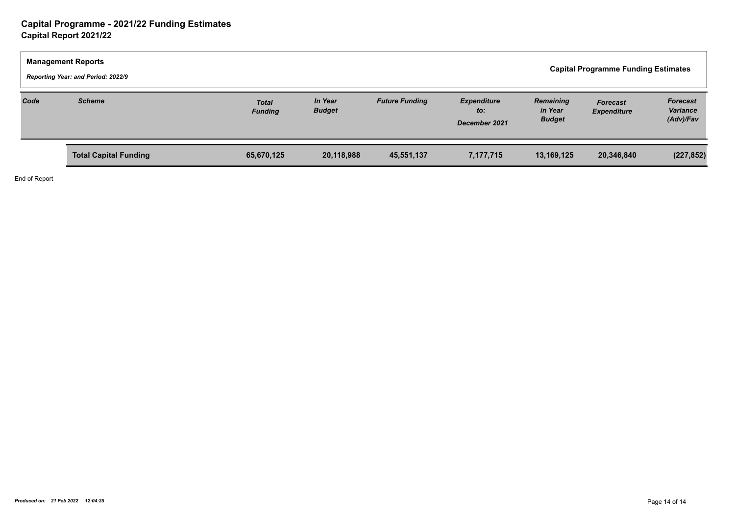# Capital Programme - 2021/22 Funding Estimates
## Capital Report 2021/22

**Management Reports**

***Reporting Year: and Period: 2022/9***

**Capital Programme Funding Estimates**

| *Code* | *Scheme* | *Total Funding* | *In Year Budget* | *Future Funding* | *Expenditure to: December 2021* | *Remaining in Year Budget* | *Forecast Expenditure* | *Forecast Variance (Adv)/Fav* |
|---|---|---|---|---|---|---|---|---|
| | **Total Capital Funding** | **65,670,125** | **20,118,988** | **45,551,137** | **7,177,715** | **13,169,125** | **20,346,840** | **(227,852)** |

End of Report

***Produced on: 21 Feb 2022 12:04:25***